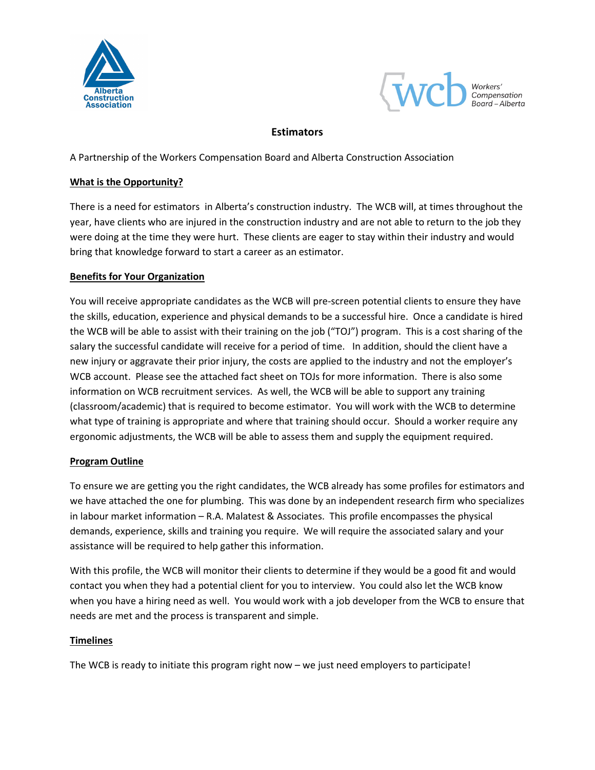# Estimators

A Partnership of the Workers Compensation Board and Alberta Construction Association

**What is the Opportunity?**

There is a need for estimators in Alberta's construction industry. The WCB will, at times throughout the year, have clients who are injured in the construction industry and are not able to return to the job they were doing at the time they were hurt. These clients are eager to stay within their industry and would bring that knowledge forward to start a career as an estimator.

**Benefits for Your Organization**

You will receive appropriate candidates as the WCB will pre-screen potential clients to ensure they have the skills, education, experience and physical demands to be a successful hire. Once a candidate is hired the WCB will be able to assist with their training on the job ("TOJ") program. This is a cost sharing of the salary the successful candidate will receive for a period of time. In addition, should the client have a new injury or aggravate their prior injury, the costs are applied to the industry and not the employer's WCB account. Please see the attached fact sheet on TOJs for more information. There is also some information on WCB recruitment services. As well, the WCB will be able to support any training (classroom/academic) that is required to become estimator. You will work with the WCB to determine what type of training is appropriate and where that training should occur. Should a worker require any ergonomic adjustments, the WCB will be able to assess them and supply the equipment required.

**Program Outline**

To ensure we are getting you the right candidates, the WCB already has some profiles for estimators and we have attached the one for plumbing. This was done by an independent research firm who specializes in labour market information – R.A. Malatest & Associates. This profile encompasses the physical demands, experience, skills and training you require. We will require the associated salary and your assistance will be required to help gather this information.

With this profile, the WCB will monitor their clients to determine if they would be a good fit and would contact you when they had a potential client for you to interview. You could also let the WCB know when you have a hiring need as well. You would work with a job developer from the WCB to ensure that needs are met and the process is transparent and simple.

**Timelines**

The WCB is ready to initiate this program right now – we just need employers to participate!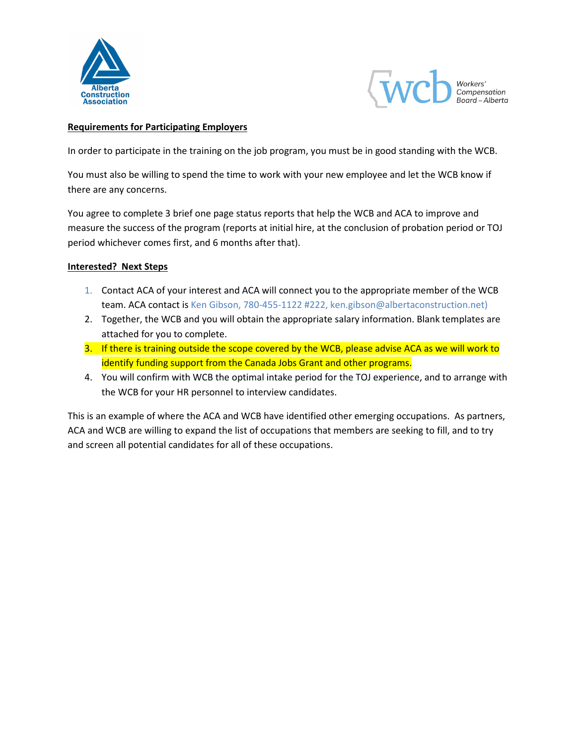**Requirements for Participating Employers**

In order to participate in the training on the job program, you must be in good standing with the WCB.

You must also be willing to spend the time to work with your new employee and let the WCB know if there are any concerns.

You agree to complete 3 brief one page status reports that help the WCB and ACA to improve and measure the success of the program (reports at initial hire, at the conclusion of probation period or TOJ period whichever comes first, and 6 months after that).

**Interested? Next Steps**

1. Contact ACA of your interest and ACA will connect you to the appropriate member of the WCB team. ACA contact is Ken Gibson, 780-455-1122 #222, ken.gibson@albertaconstruction.net)
2. Together, the WCB and you will obtain the appropriate salary information. Blank templates are attached for you to complete.
3. If there is training outside the scope covered by the WCB, please advise ACA as we will work to identify funding support from the Canada Jobs Grant and other programs.
4. You will confirm with WCB the optimal intake period for the TOJ experience, and to arrange with the WCB for your HR personnel to interview candidates.

This is an example of where the ACA and WCB have identified other emerging occupations. As partners, ACA and WCB are willing to expand the list of occupations that members are seeking to fill, and to try and screen all potential candidates for all of these occupations.